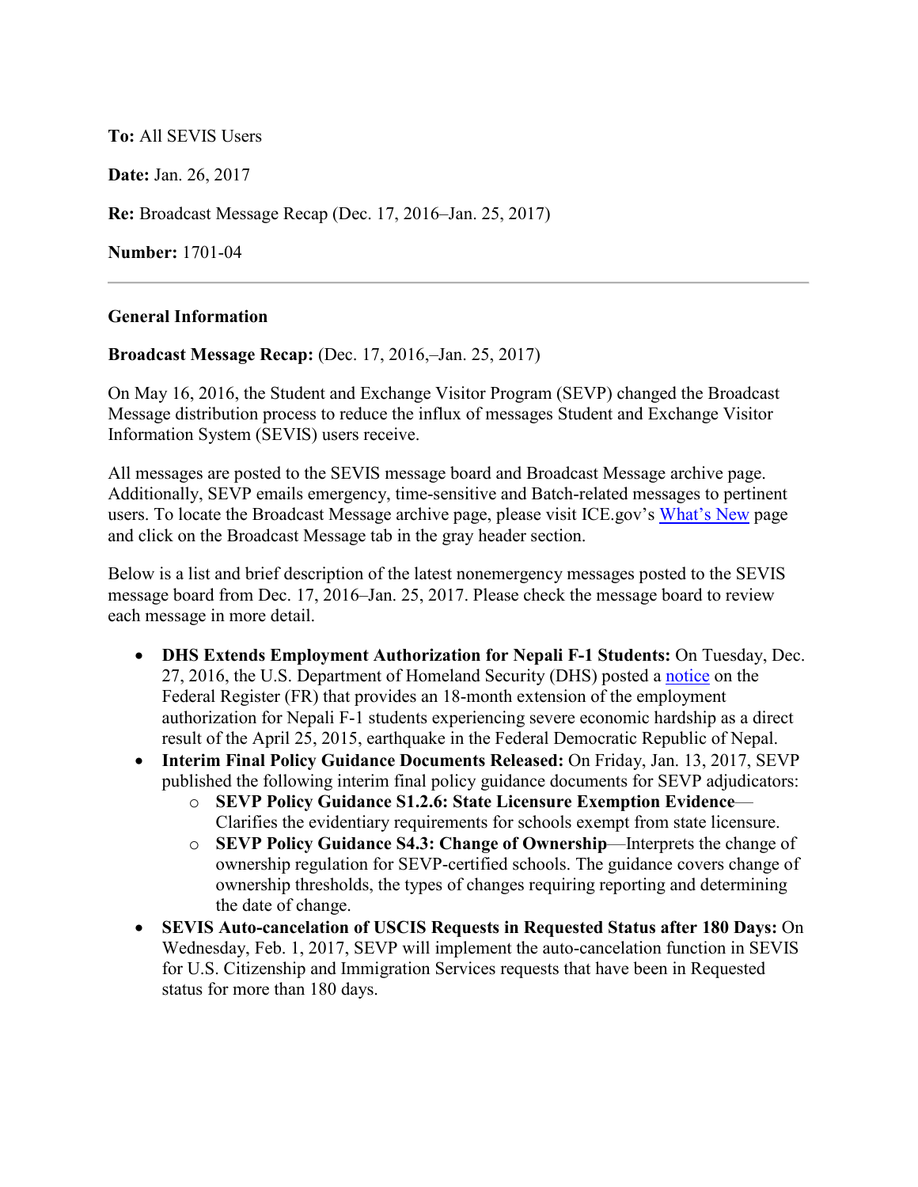**To:** All SEVIS Users

**Date:** Jan. 26, 2017

**Re:** Broadcast Message Recap (Dec. 17, 2016–Jan. 25, 2017)

**Number:** 1701-04

---

**General Information**

**Broadcast Message Recap:** (Dec. 17, 2016,–Jan. 25, 2017)

On May 16, 2016, the Student and Exchange Visitor Program (SEVP) changed the Broadcast Message distribution process to reduce the influx of messages Student and Exchange Visitor Information System (SEVIS) users receive.

All messages are posted to the SEVIS message board and Broadcast Message archive page. Additionally, SEVP emails emergency, time-sensitive and Batch-related messages to pertinent users. To locate the Broadcast Message archive page, please visit ICE.gov's What's New page and click on the Broadcast Message tab in the gray header section.

Below is a list and brief description of the latest nonemergency messages posted to the SEVIS message board from Dec. 17, 2016–Jan. 25, 2017. Please check the message board to review each message in more detail.

- **DHS Extends Employment Authorization for Nepali F-1 Students:** On Tuesday, Dec. 27, 2016, the U.S. Department of Homeland Security (DHS) posted a notice on the Federal Register (FR) that provides an 18-month extension of the employment authorization for Nepali F-1 students experiencing severe economic hardship as a direct result of the April 25, 2015, earthquake in the Federal Democratic Republic of Nepal.
- **Interim Final Policy Guidance Documents Released:** On Friday, Jan. 13, 2017, SEVP published the following interim final policy guidance documents for SEVP adjudicators:
  - **SEVP Policy Guidance S1.2.6: State Licensure Exemption Evidence**—Clarifies the evidentiary requirements for schools exempt from state licensure.
  - **SEVP Policy Guidance S4.3: Change of Ownership**—Interprets the change of ownership regulation for SEVP-certified schools. The guidance covers change of ownership thresholds, the types of changes requiring reporting and determining the date of change.
- **SEVIS Auto-cancelation of USCIS Requests in Requested Status after 180 Days:** On Wednesday, Feb. 1, 2017, SEVP will implement the auto-cancelation function in SEVIS for U.S. Citizenship and Immigration Services requests that have been in Requested status for more than 180 days.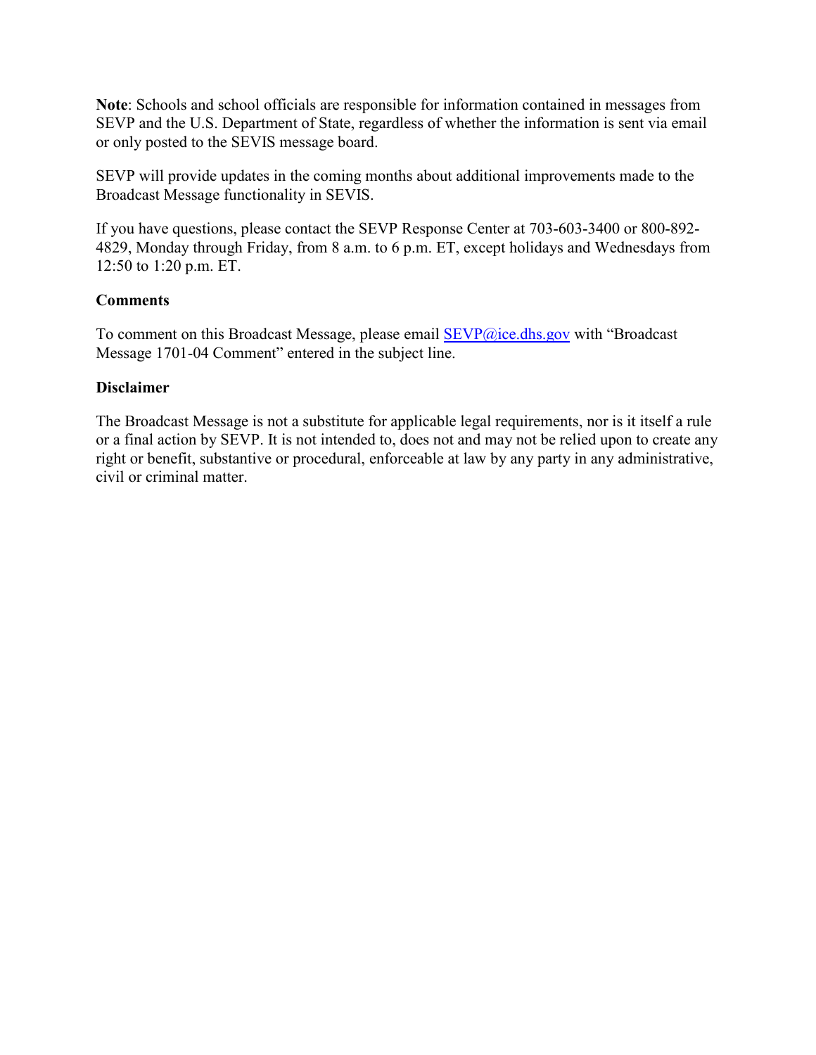**Note**: Schools and school officials are responsible for information contained in messages from SEVP and the U.S. Department of State, regardless of whether the information is sent via email or only posted to the SEVIS message board.

SEVP will provide updates in the coming months about additional improvements made to the Broadcast Message functionality in SEVIS.

If you have questions, please contact the SEVP Response Center at 703-603-3400 or 800-892-4829, Monday through Friday, from 8 a.m. to 6 p.m. ET, except holidays and Wednesdays from 12:50 to 1:20 p.m. ET.

**Comments**

To comment on this Broadcast Message, please email [SEVP@ice.dhs.gov](mailto:SEVP@ice.dhs.gov) with "Broadcast Message 1701-04 Comment" entered in the subject line.

**Disclaimer**

The Broadcast Message is not a substitute for applicable legal requirements, nor is it itself a rule or a final action by SEVP. It is not intended to, does not and may not be relied upon to create any right or benefit, substantive or procedural, enforceable at law by any party in any administrative, civil or criminal matter.